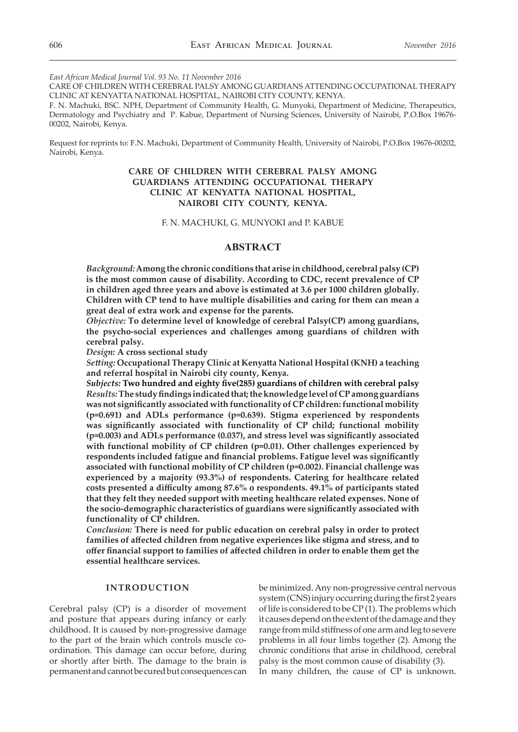*East African Medical Journal Vol. 93 No. 11 November 2016*

CARE OF CHILDREN WITH CEREBRAL PALSY AMONG GUARDIANS ATTENDING OCCUPATIONAL THERAPY CLINIC AT KENYATTA NATIONAL HOSPITAL, NAIROBI CITY COUNTY, KENYA.

F. N. Machuki, BSC. NPH, Department of Community Health, G. Munyoki, Department of Medicine, Therapeutics, Dermatology and Psychiatry and P. Kabue, Department of Nursing Sciences, University of Nairobi, P.O.Box 19676-00202, Nairobi, Kenya.

Request for reprints to: F.N. Machuki, Department of Community Health, University of Nairobi, P.O.Box 19676-00202, Nairobi, Kenya.

# CARE OF CHILDREN WITH CEREBRAL PALSY AMONG GUARDIANS ATTENDING OCCUPATIONAL THERAPY CLINIC AT KENYATTA NATIONAL HOSPITAL, NAIROBI CITY COUNTY, KENYA.

F. N. MACHUKI, G. MUNYOKI and P. KABUE

## ABSTRACT

***Background:*** **Among the chronic conditions that arise in childhood, cerebral palsy (CP) is the most common cause of disability. According to CDC, recent prevalence of CP in children aged three years and above is estimated at 3.6 per 1000 children globally. Children with CP tend to have multiple disabilities and caring for them can mean a great deal of extra work and expense for the parents.**

***Objective:*** **To determine level of knowledge of cerebral Palsy(CP) among guardians, the psycho-social experiences and challenges among guardians of children with cerebral palsy.**

***Design:*** **A cross sectional study**

***Setting:*** **Occupational Therapy Clinic at Kenyatta National Hospital (KNH) a teaching and referral hospital in Nairobi city county, Kenya.**

***Subjects:*** **Two hundred and eighty five(285) guardians of children with cerebral palsy**

***Results:*** **The study findings indicated that; the knowledge level of CP among guardians was not significantly associated with functionality of CP children: functional mobility (p=0.691) and ADLs performance (p=0.639). Stigma experienced by respondents was significantly associated with functionality of CP child; functional mobility (p=0.003) and ADLs performance (0.037), and stress level was significantly associated with functional mobility of CP children (p=0.01). Other challenges experienced by respondents included fatigue and financial problems. Fatigue level was significantly associated with functional mobility of CP children (p=0.002). Financial challenge was experienced by a majority (93.3%) of respondents. Catering for healthcare related costs presented a difficulty among 87.6% o respondents. 49.1% of participants stated that they felt they needed support with meeting healthcare related expenses. None of the socio-demographic characteristics of guardians were significantly associated with functionality of CP children.**

***Conclusion:*** **There is need for public education on cerebral palsy in order to protect families of affected children from negative experiences like stigma and stress, and to offer financial support to families of affected children in order to enable them get the essential healthcare services.**

## INTRODUCTION

Cerebral palsy (CP) is a disorder of movement and posture that appears during infancy or early childhood. It is caused by non-progressive damage to the part of the brain which controls muscle co-ordination. This damage can occur before, during or shortly after birth. The damage to the brain is permanent and cannot be cured but consequences can be minimized. Any non-progressive central nervous system (CNS) injury occurring during the first 2 years of life is considered to be CP (1). The problems which it causes depend on the extent of the damage and they range from mild stiffness of one arm and leg to severe problems in all four limbs together (2). Among the chronic conditions that arise in childhood, cerebral palsy is the most common cause of disability (3).

In many children, the cause of CP is unknown.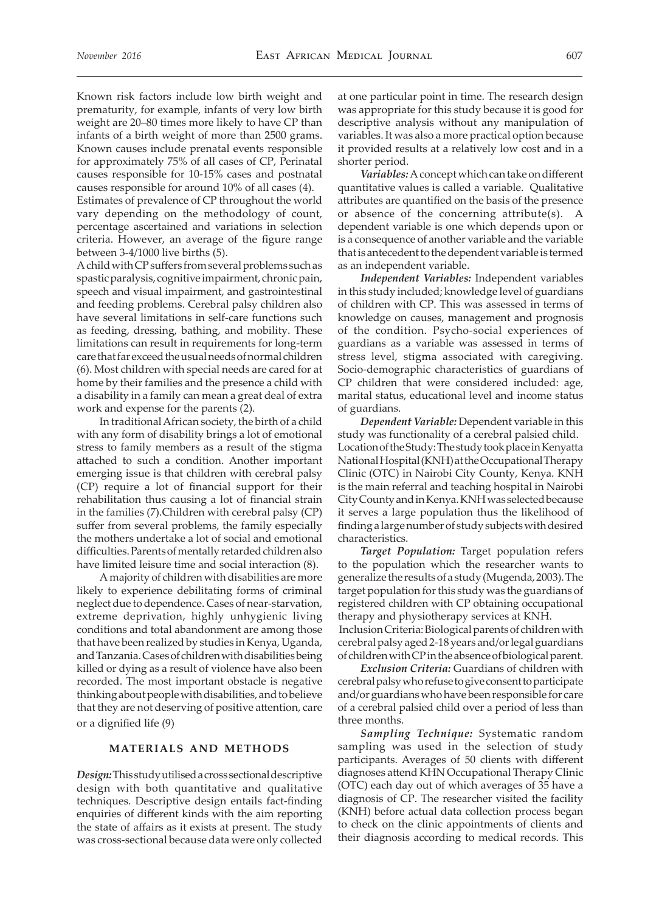Known risk factors include low birth weight and prematurity, for example, infants of very low birth weight are 20–80 times more likely to have CP than infants of a birth weight of more than 2500 grams. Known causes include prenatal events responsible for approximately 75% of all cases of CP, Perinatal causes responsible for 10-15% cases and postnatal causes responsible for around 10% of all cases (4).

Estimates of prevalence of CP throughout the world vary depending on the methodology of count, percentage ascertained and variations in selection criteria. However, an average of the figure range between 3-4/1000 live births (5).

A child with CP suffers from several problems such as spastic paralysis, cognitive impairment, chronic pain, speech and visual impairment, and gastrointestinal and feeding problems. Cerebral palsy children also have several limitations in self-care functions such as feeding, dressing, bathing, and mobility. These limitations can result in requirements for long-term care that far exceed the usual needs of normal children (6). Most children with special needs are cared for at home by their families and the presence a child with a disability in a family can mean a great deal of extra work and expense for the parents (2).

In traditional African society, the birth of a child with any form of disability brings a lot of emotional stress to family members as a result of the stigma attached to such a condition. Another important emerging issue is that children with cerebral palsy (CP) require a lot of financial support for their rehabilitation thus causing a lot of financial strain in the families (7).Children with cerebral palsy (CP) suffer from several problems, the family especially the mothers undertake a lot of social and emotional difficulties. Parents of mentally retarded children also have limited leisure time and social interaction (8).

A majority of children with disabilities are more likely to experience debilitating forms of criminal neglect due to dependence. Cases of near-starvation, extreme deprivation, highly unhygienic living conditions and total abandonment are among those that have been realized by studies in Kenya, Uganda, and Tanzania. Cases of children with disabilities being killed or dying as a result of violence have also been recorded. The most important obstacle is negative thinking about people with disabilities, and to believe that they are not deserving of positive attention, care or a dignified life (9)

## MATERIALS AND METHODS

***Design:*** This study utilised a cross sectional descriptive design with both quantitative and qualitative techniques. Descriptive design entails fact-finding enquiries of different kinds with the aim reporting the state of affairs as it exists at present. The study was cross-sectional because data were only collected at one particular point in time. The research design was appropriate for this study because it is good for descriptive analysis without any manipulation of variables. It was also a more practical option because it provided results at a relatively low cost and in a shorter period.

***Variables:*** A concept which can take on different quantitative values is called a variable. Qualitative attributes are quantified on the basis of the presence or absence of the concerning attribute(s). A dependent variable is one which depends upon or is a consequence of another variable and the variable that is antecedent to the dependent variable is termed as an independent variable.

***Independent Variables:*** Independent variables in this study included; knowledge level of guardians of children with CP. This was assessed in terms of knowledge on causes, management and prognosis of the condition. Psycho-social experiences of guardians as a variable was assessed in terms of stress level, stigma associated with caregiving. Socio-demographic characteristics of guardians of CP children that were considered included: age, marital status, educational level and income status of guardians.

***Dependent Variable:*** Dependent variable in this study was functionality of a cerebral palsied child.

Location of the Study: The study took place in Kenyatta National Hospital (KNH) at the Occupational Therapy Clinic (OTC) in Nairobi City County, Kenya. KNH is the main referral and teaching hospital in Nairobi City County and in Kenya. KNH was selected because it serves a large population thus the likelihood of finding a large number of study subjects with desired characteristics.

***Target Population:*** Target population refers to the population which the researcher wants to generalize the results of a study (Mugenda, 2003). The target population for this study was the guardians of registered children with CP obtaining occupational therapy and physiotherapy services at KNH.

Inclusion Criteria: Biological parents of children with cerebral palsy aged 2-18 years and/or legal guardians of children with CP in the absence of biological parent.

***Exclusion Criteria:*** Guardians of children with cerebral palsy who refuse to give consent to participate and/or guardians who have been responsible for care of a cerebral palsied child over a period of less than three months.

***Sampling Technique:*** Systematic random sampling was used in the selection of study participants. Averages of 50 clients with different diagnoses attend KHN Occupational Therapy Clinic (OTC) each day out of which averages of 35 have a diagnosis of CP. The researcher visited the facility (KNH) before actual data collection process began to check on the clinic appointments of clients and their diagnosis according to medical records. This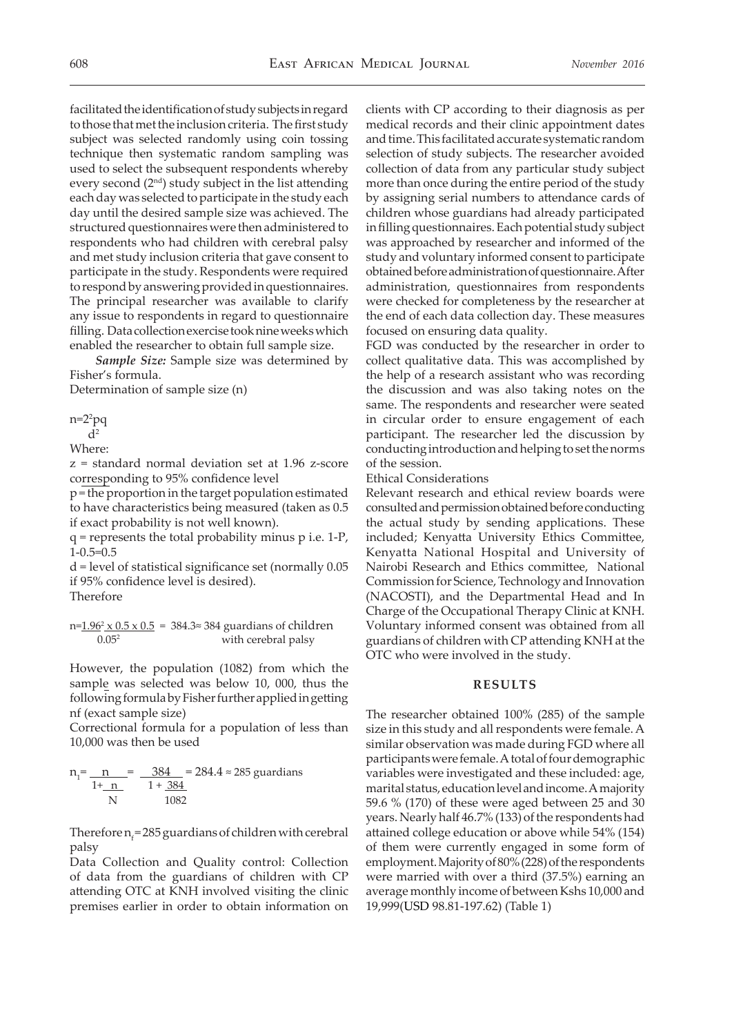facilitated the identification of study subjects in regard to those that met the inclusion criteria. The first study subject was selected randomly using coin tossing technique then systematic random sampling was used to select the subsequent respondents whereby every second ($2^{nd}$) study subject in the list attending each day was selected to participate in the study each day until the desired sample size was achieved. The structured questionnaires were then administered to respondents who had children with cerebral palsy and met study inclusion criteria that gave consent to participate in the study. Respondents were required to respond by answering provided in questionnaires. The principal researcher was available to clarify any issue to respondents in regard to questionnaire filling. Data collection exercise took nine weeks which enabled the researcher to obtain full sample size.

***Sample Size:*** Sample size was determined by Fisher's formula.

Determination of sample size (n)

$$n = \frac{2^2pq}{d^2}$$

Where:

z = standard normal deviation set at 1.96 z-score corresponding to 95% confidence level

p = the proportion in the target population estimated to have characteristics being measured (taken as 0.5 if exact probability is not well known).

q = represents the total probability minus p i.e. 1-P, 1-0.5=0.5

d = level of statistical significance set (normally 0.05 if 95% confidence level is desired).

Therefore

$$n = \frac{1.96^2 \times 0.5 \times 0.5}{0.05^2} = 384.3 \approx 384 \text{ guardians of children with cerebral palsy}$$

However, the population (1082) from which the sample was selected was below 10, 000, thus the following formula by Fisher further applied in getting nf (exact sample size)

Correctional formula for a population of less than 10,000 was then be used

$$n_1 = \frac{n}{1+\frac{n}{N}} = \frac{384}{1+\frac{384}{1082}} = 284.4 \approx 285 \text{ guardians}$$

Therefore $n_f$ = 285 guardians of children with cerebral palsy

Data Collection and Quality control: Collection of data from the guardians of children with CP attending OTC at KNH involved visiting the clinic premises earlier in order to obtain information on clients with CP according to their diagnosis as per medical records and their clinic appointment dates and time. This facilitated accurate systematic random selection of study subjects. The researcher avoided collection of data from any particular study subject more than once during the entire period of the study by assigning serial numbers to attendance cards of children whose guardians had already participated in filling questionnaires. Each potential study subject was approached by researcher and informed of the study and voluntary informed consent to participate obtained before administration of questionnaire. After administration, questionnaires from respondents were checked for completeness by the researcher at the end of each data collection day. These measures focused on ensuring data quality.

FGD was conducted by the researcher in order to collect qualitative data. This was accomplished by the help of a research assistant who was recording the discussion and was also taking notes on the same. The respondents and researcher were seated in circular order to ensure engagement of each participant. The researcher led the discussion by conducting introduction and helping to set the norms of the session.

Ethical Considerations

Relevant research and ethical review boards were consulted and permission obtained before conducting the actual study by sending applications. These included; Kenyatta University Ethics Committee, Kenyatta National Hospital and University of Nairobi Research and Ethics committee, National Commission for Science, Technology and Innovation (NACOSTI), and the Departmental Head and In Charge of the Occupational Therapy Clinic at KNH. Voluntary informed consent was obtained from all guardians of children with CP attending KNH at the OTC who were involved in the study.

## RESULTS

The researcher obtained 100% (285) of the sample size in this study and all respondents were female. A similar observation was made during FGD where all participants were female. A total of four demographic variables were investigated and these included: age, marital status, education level and income. A majority 59.6 % (170) of these were aged between 25 and 30 years. Nearly half 46.7% (133) of the respondents had attained college education or above while 54% (154) of them were currently engaged in some form of employment. Majority of 80% (228) of the respondents were married with over a third (37.5%) earning an average monthly income of between Kshs 10,000 and 19,999(USD 98.81-197.62) (Table 1)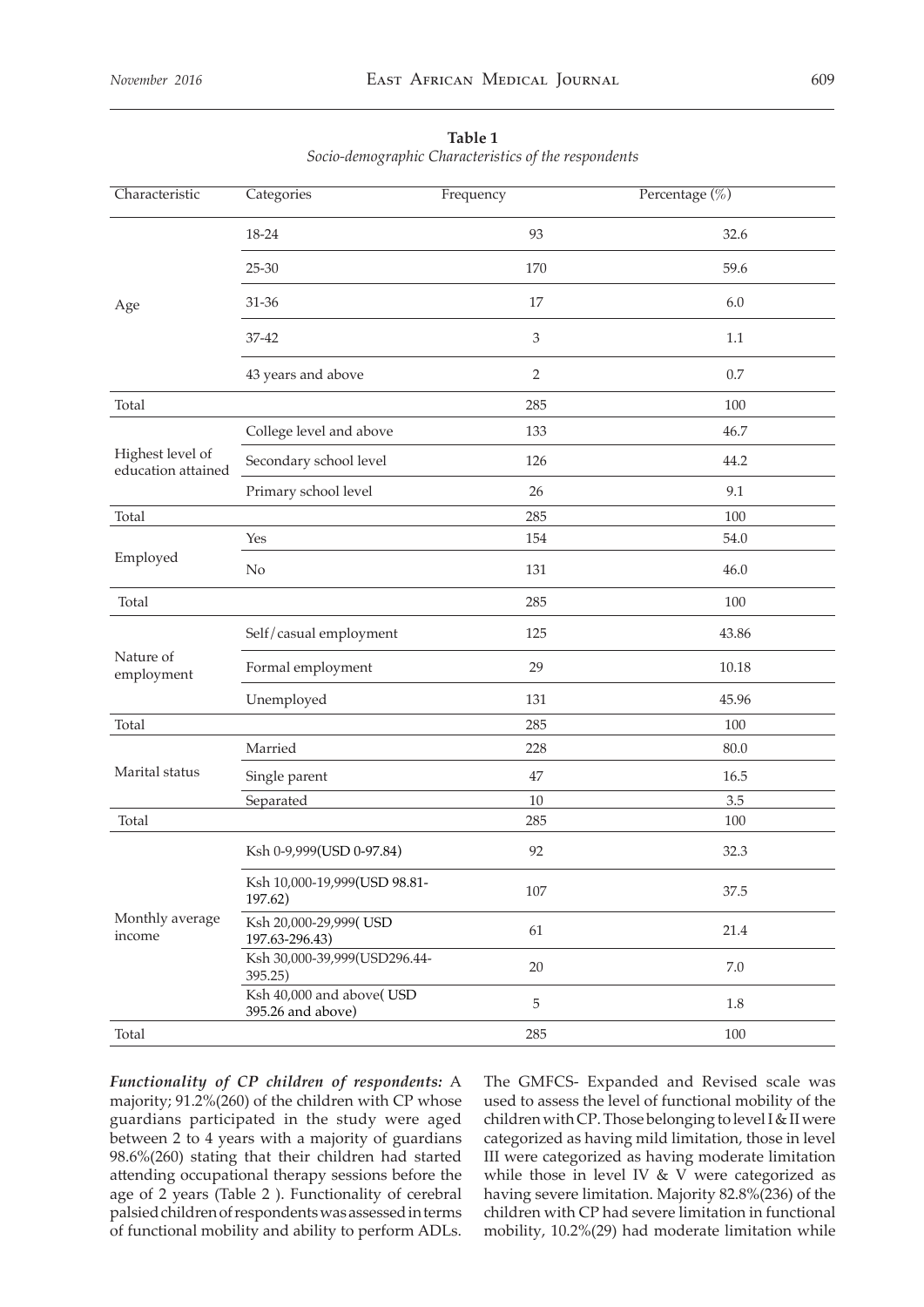**Table 1**
*Socio-demographic Characteristics of the respondents*

| Characteristic | Categories | Frequency | Percentage (%) |
|---|---|---|---|
| Age | 18-24 | 93 | 32.6 |
| | 25-30 | 170 | 59.6 |
| | 31-36 | 17 | 6.0 |
| | 37-42 | 3 | 1.1 |
| | 43 years and above | 2 | 0.7 |
| Total | | 285 | 100 |
| Highest level of education attained | College level and above | 133 | 46.7 |
| | Secondary school level | 126 | 44.2 |
| | Primary school level | 26 | 9.1 |
| Total | | 285 | 100 |
| Employed | Yes | 154 | 54.0 |
| | No | 131 | 46.0 |
| Total | | 285 | 100 |
| Nature of employment | Self/casual employment | 125 | 43.86 |
| | Formal employment | 29 | 10.18 |
| | Unemployed | 131 | 45.96 |
| Total | | 285 | 100 |
| Marital status | Married | 228 | 80.0 |
| | Single parent | 47 | 16.5 |
| | Separated | 10 | 3.5 |
| Total | | 285 | 100 |
| Monthly average income | Ksh 0-9,999(USD 0-97.84) | 92 | 32.3 |
| | Ksh 10,000-19,999(USD 98.81-197.62) | 107 | 37.5 |
| | Ksh 20,000-29,999( USD 197.63-296.43) | 61 | 21.4 |
| | Ksh 30,000-39,999(USD296.44-395.25) | 20 | 7.0 |
| | Ksh 40,000 and above( USD 395.26 and above) | 5 | 1.8 |
| Total | | 285 | 100 |

***Functionality of CP children of respondents:*** A majority; 91.2%(260) of the children with CP whose guardians participated in the study were aged between 2 to 4 years with a majority of guardians 98.6%(260) stating that their children had started attending occupational therapy sessions before the age of 2 years (Table 2 ). Functionality of cerebral palsied children of respondents was assessed in terms of functional mobility and ability to perform ADLs.

The GMFCS- Expanded and Revised scale was used to assess the level of functional mobility of the children with CP. Those belonging to level I & II were categorized as having mild limitation, those in level III were categorized as having moderate limitation while those in level IV & V were categorized as having severe limitation. Majority 82.8%(236) of the children with CP had severe limitation in functional mobility, 10.2%(29) had moderate limitation while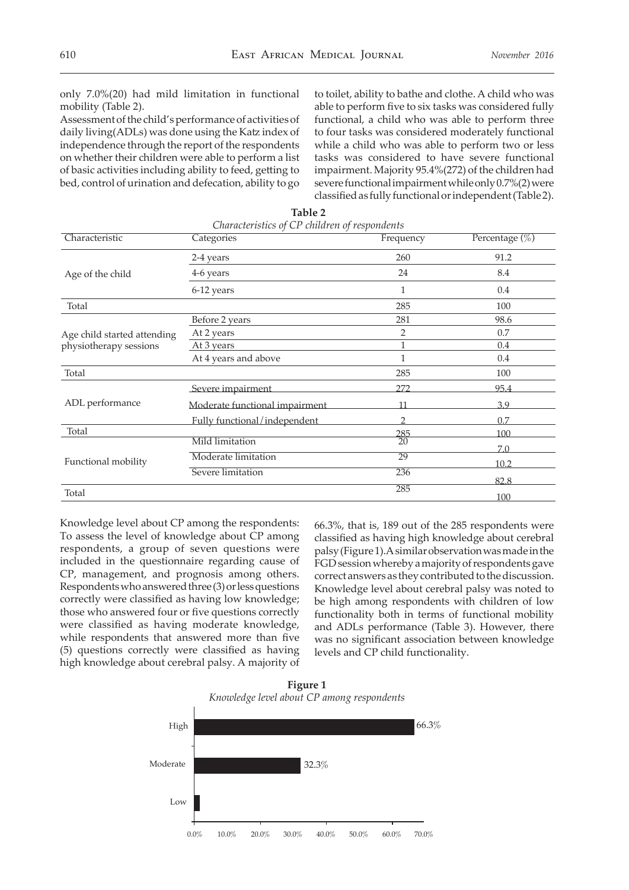only 7.0%(20) had mild limitation in functional mobility (Table 2).

Assessment of the child's performance of activities of daily living(ADLs) was done using the Katz index of independence through the report of the respondents on whether their children were able to perform a list of basic activities including ability to feed, getting to bed, control of urination and defecation, ability to go to toilet, ability to bathe and clothe. A child who was able to perform five to six tasks was considered fully functional, a child who was able to perform three to four tasks was considered moderately functional while a child who was able to perform two or less tasks was considered to have severe functional impairment. Majority 95.4%(272) of the children had severe functional impairment while only 0.7%(2) were classified as fully functional or independent (Table 2).

**Table 2**
*Characteristics of CP children of respondents*

| Characteristic | Categories | Frequency | Percentage (%) |
|---|---|---|---|
| Age of the child | 2-4 years | 260 | 91.2 |
| | 4-6 years | 24 | 8.4 |
| | 6-12 years | 1 | 0.4 |
| Total | | 285 | 100 |
| Age child started attending physiotherapy sessions | Before 2 years | 281 | 98.6 |
| | At 2 years | 2 | 0.7 |
| | At 3 years | 1 | 0.4 |
| | At 4 years and above | 1 | 0.4 |
| Total | | 285 | 100 |
| ADL performance | Severe impairment | 272 | 95.4 |
| | Moderate functional impairment | 11 | 3.9 |
| | Fully functional/independent | 2 | 0.7 |
| Total | | 285 | 100 |
| Functional mobility | Mild limitation | 20 | 7.0 |
| | Moderate limitation | 29 | 10.2 |
| | Severe limitation | 236 | 82.8 |
| Total | | 285 | 100 |

Knowledge level about CP among the respondents: To assess the level of knowledge about CP among respondents, a group of seven questions were included in the questionnaire regarding cause of CP, management, and prognosis among others. Respondents who answered three (3) or less questions correctly were classified as having low knowledge; those who answered four or five questions correctly were classified as having moderate knowledge, while respondents that answered more than five (5) questions correctly were classified as having high knowledge about cerebral palsy. A majority of 66.3%, that is, 189 out of the 285 respondents were classified as having high knowledge about cerebral palsy (Figure 1). A similar observation was made in the FGD session whereby a majority of respondents gave correct answers as they contributed to the discussion. Knowledge level about cerebral palsy was noted to be high among respondents with children of low functionality both in terms of functional mobility and ADLs performance (Table 3). However, there was no significant association between knowledge levels and CP child functionality.

**Figure 1**
*Knowledge level about CP among respondents*

| Knowledge level | Percentage |
|---|---|
| High | 66.3% |
| Moderate | 32.3% |
| Low | |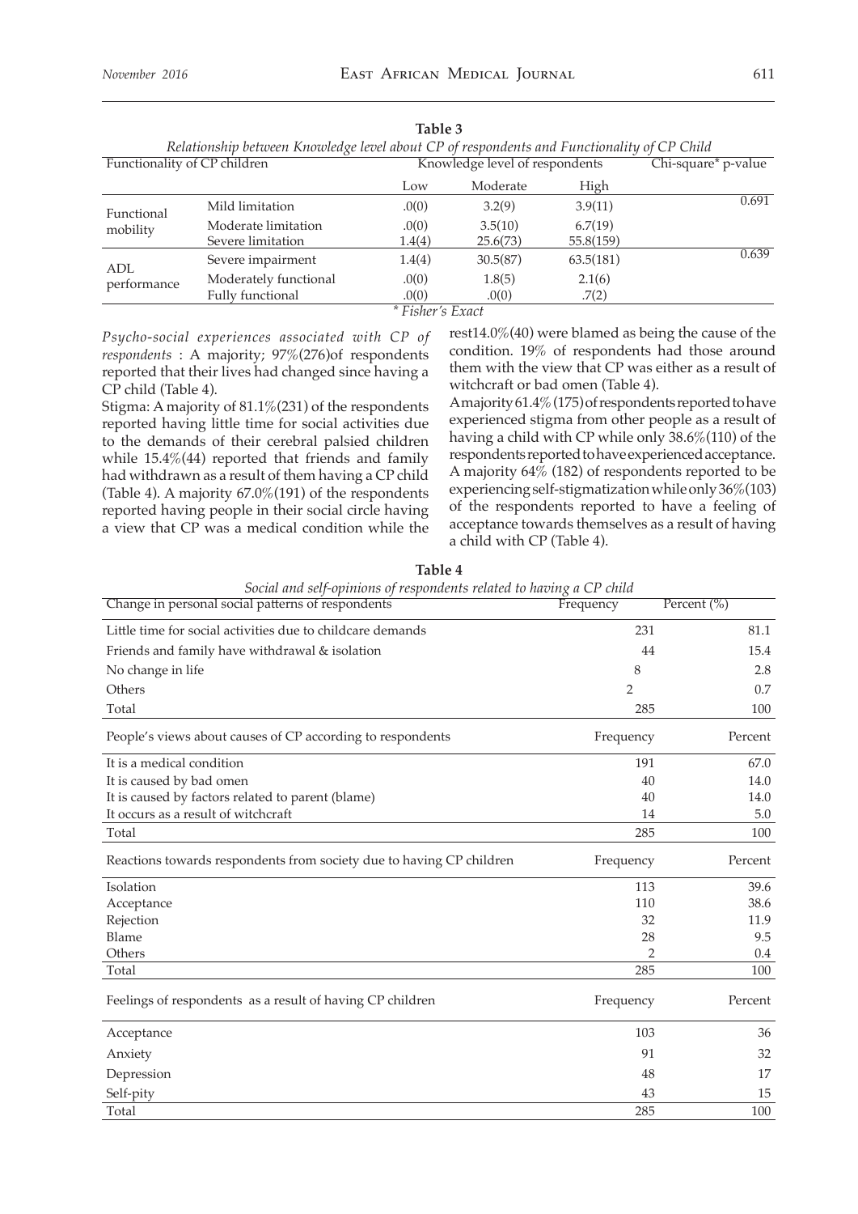**Table 3**

*Relationship between Knowledge level about CP of respondents and Functionality of CP Child*

| Functionality of CP children | | Knowledge level of respondents | | | Chi-square* p-value |
|---|---|---|---|---|---|
| | | Low | Moderate | High | |
| Functional mobility | Mild limitation | .0(0) | 3.2(9) | 3.9(11) | 0.691 |
| | Moderate limitation | .0(0) | 3.5(10) | 6.7(19) | |
| | Severe limitation | 1.4(4) | 25.6(73) | 55.8(159) | |
| ADL performance | Severe impairment | 1.4(4) | 30.5(87) | 63.5(181) | 0.639 |
| | Moderately functional | .0(0) | 1.8(5) | 2.1(6) | |
| | Fully functional | .0(0) | .0(0) | .7(2) | |

*\* Fisher's Exact*

*Psycho-social experiences associated with CP of respondents* : A majority; 97%(276)of respondents reported that their lives had changed since having a CP child (Table 4).

Stigma: A majority of 81.1%(231) of the respondents reported having little time for social activities due to the demands of their cerebral palsied children while 15.4%(44) reported that friends and family had withdrawn as a result of them having a CP child (Table 4). A majority 67.0%(191) of the respondents reported having people in their social circle having a view that CP was a medical condition while the rest14.0%(40) were blamed as being the cause of the condition. 19% of respondents had those around them with the view that CP was either as a result of witchcraft or bad omen (Table 4).

A majority 61.4% (175) of respondents reported to have experienced stigma from other people as a result of having a child with CP while only 38.6%(110) of the respondents reported to have experienced acceptance. A majority 64% (182) of respondents reported to be experiencing self-stigmatization while only 36%(103) of the respondents reported to have a feeling of acceptance towards themselves as a result of having a child with CP (Table 4).

**Table 4**

*Social and self-opinions of respondents related to having a CP child*

| Change in personal social patterns of respondents | Frequency | Percent (%) |
|---|---|---|
| Little time for social activities due to childcare demands | 231 | 81.1 |
| Friends and family have withdrawal & isolation | 44 | 15.4 |
| No change in life | 8 | 2.8 |
| Others | 2 | 0.7 |
| Total | 285 | 100 |
| **People's views about causes of CP according to respondents** | **Frequency** | **Percent** |
| It is a medical condition | 191 | 67.0 |
| It is caused by bad omen | 40 | 14.0 |
| It is caused by factors related to parent (blame) | 40 | 14.0 |
| It occurs as a result of witchcraft | 14 | 5.0 |
| Total | 285 | 100 |
| **Reactions towards respondents from society due to having CP children** | **Frequency** | **Percent** |
| Isolation | 113 | 39.6 |
| Acceptance | 110 | 38.6 |
| Rejection | 32 | 11.9 |
| Blame | 28 | 9.5 |
| Others | 2 | 0.4 |
| Total | 285 | 100 |
| **Feelings of respondents as a result of having CP children** | **Frequency** | **Percent** |
| Acceptance | 103 | 36 |
| Anxiety | 91 | 32 |
| Depression | 48 | 17 |
| Self-pity | 43 | 15 |
| Total | 285 | 100 |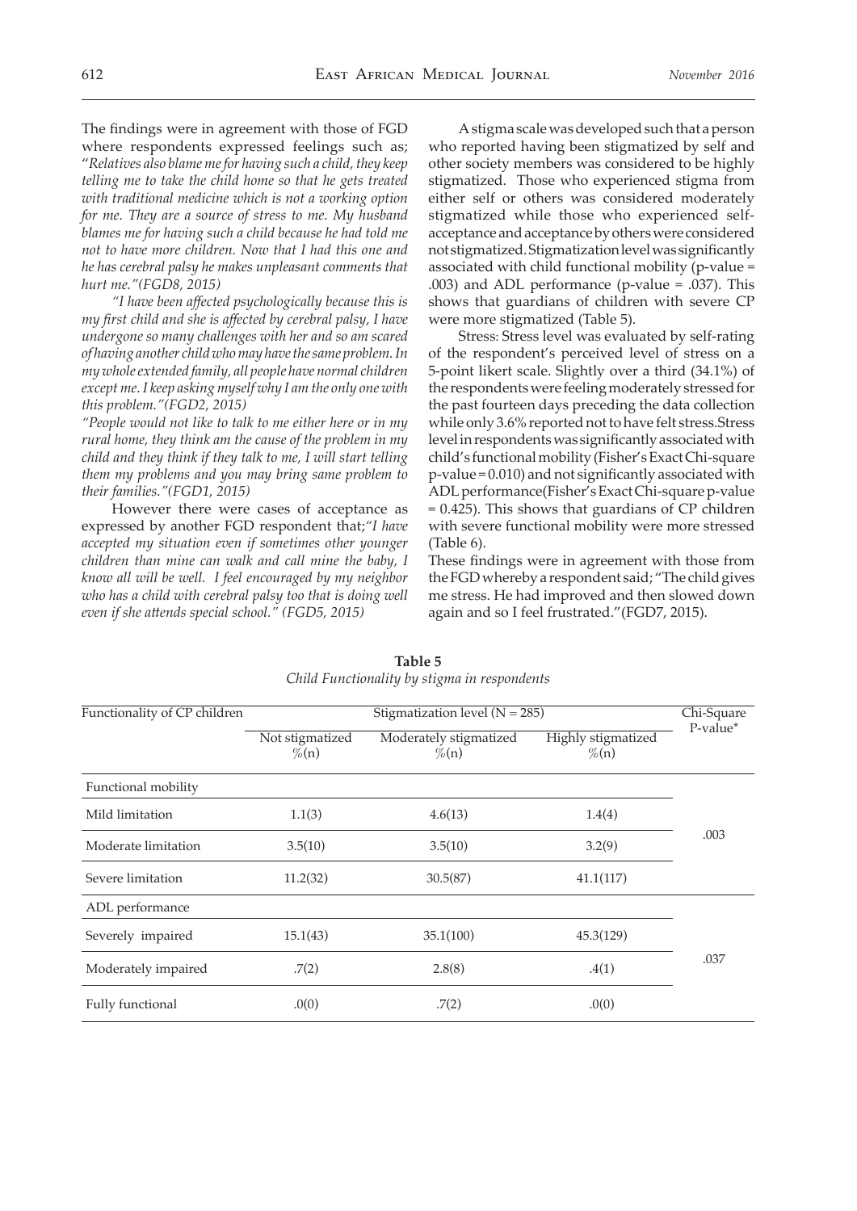The findings were in agreement with those of FGD where respondents expressed feelings such as; "*Relatives also blame me for having such a child, they keep telling me to take the child home so that he gets treated with traditional medicine which is not a working option for me. They are a source of stress to me. My husband blames me for having such a child because he had told me not to have more children. Now that I had this one and he has cerebral palsy he makes unpleasant comments that hurt me."(FGD8, 2015)*

*"I have been affected psychologically because this is my first child and she is affected by cerebral palsy, I have undergone so many challenges with her and so am scared of having another child who may have the same problem. In my whole extended family, all people have normal children except me. I keep asking myself why I am the only one with this problem."(FGD2, 2015)*

*"People would not like to talk to me either here or in my rural home, they think am the cause of the problem in my child and they think if they talk to me, I will start telling them my problems and you may bring same problem to their families."(FGD1, 2015)*

However there were cases of acceptance as expressed by another FGD respondent that;*"I have accepted my situation even if sometimes other younger children than mine can walk and call mine the baby, I know all will be well. I feel encouraged by my neighbor who has a child with cerebral palsy too that is doing well even if she attends special school." (FGD5, 2015)*

A stigma scale was developed such that a person who reported having been stigmatized by self and other society members was considered to be highly stigmatized. Those who experienced stigma from either self or others was considered moderately stigmatized while those who experienced self-acceptance and acceptance by others were considered not stigmatized. Stigmatization level was significantly associated with child functional mobility (p-value = .003) and ADL performance (p-value = .037). This shows that guardians of children with severe CP were more stigmatized (Table 5).

Stress: Stress level was evaluated by self-rating of the respondent's perceived level of stress on a 5-point likert scale. Slightly over a third (34.1%) of the respondents were feeling moderately stressed for the past fourteen days preceding the data collection while only 3.6% reported not to have felt stress.Stress level in respondents was significantly associated with child's functional mobility (Fisher's Exact Chi-square p-value = 0.010) and not significantly associated with ADL performance(Fisher's Exact Chi-square p-value = 0.425). This shows that guardians of CP children with severe functional mobility were more stressed (Table 6).

These findings were in agreement with those from the FGD whereby a respondent said; "The child gives me stress. He had improved and then slowed down again and so I feel frustrated."(FGD7, 2015).

**Table 5**
*Child Functionality by stigma in respondents*

| Functionality of CP children | Stigmatization level (N = 285) | | | Chi-Square P-value* |
|---|---|---|---|---|
| | Not stigmatized %(n) | Moderately stigmatized %(n) | Highly stigmatized %(n) | |
| Functional mobility | | | | |
| Mild limitation | 1.1(3) | 4.6(13) | 1.4(4) | |
| Moderate limitation | 3.5(10) | 3.5(10) | 3.2(9) | .003 |
| Severe limitation | 11.2(32) | 30.5(87) | 41.1(117) | |
| ADL performance | | | | |
| Severely impaired | 15.1(43) | 35.1(100) | 45.3(129) | |
| Moderately impaired | .7(2) | 2.8(8) | .4(1) | .037 |
| Fully functional | .0(0) | .7(2) | .0(0) | |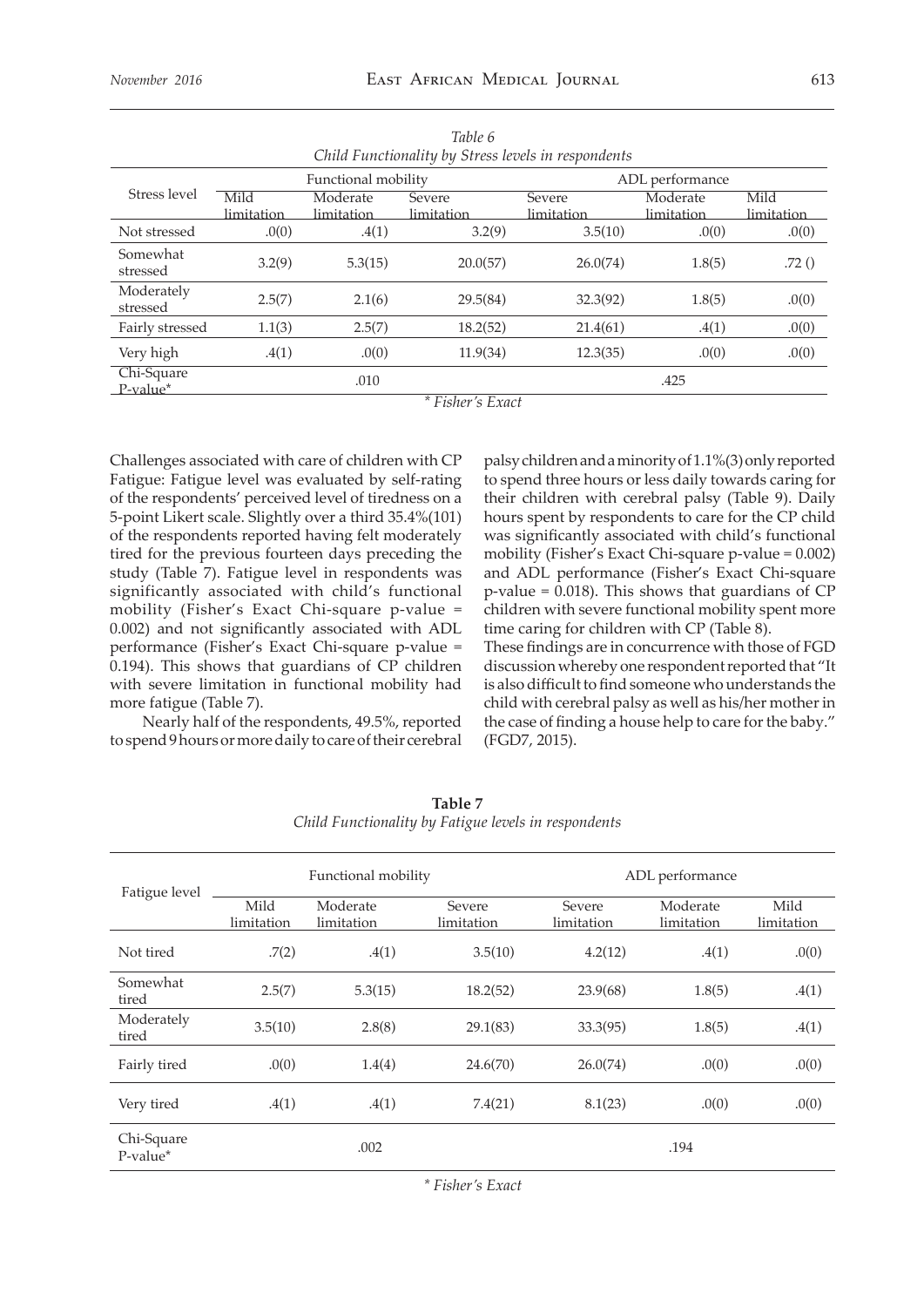*Table 6*
*Child Functionality by Stress levels in respondents*

| Stress level | Functional mobility | | | ADL performance | | |
|---|---|---|---|---|---|---|
| | Mild limitation | Moderate limitation | Severe limitation | Severe limitation | Moderate limitation | Mild limitation |
| Not stressed | .0(0) | .4(1) | 3.2(9) | 3.5(10) | .0(0) | .0(0) |
| Somewhat stressed | 3.2(9) | 5.3(15) | 20.0(57) | 26.0(74) | 1.8(5) | .72 () |
| Moderately stressed | 2.5(7) | 2.1(6) | 29.5(84) | 32.3(92) | 1.8(5) | .0(0) |
| Fairly stressed | 1.1(3) | 2.5(7) | 18.2(52) | 21.4(61) | .4(1) | .0(0) |
| Very high | .4(1) | .0(0) | 11.9(34) | 12.3(35) | .0(0) | .0(0) |
| Chi-Square P-value* | | .010 | | | .425 | |

* Fisher's Exact

Challenges associated with care of children with CP Fatigue: Fatigue level was evaluated by self-rating of the respondents' perceived level of tiredness on a 5-point Likert scale. Slightly over a third 35.4%(101) of the respondents reported having felt moderately tired for the previous fourteen days preceding the study (Table 7). Fatigue level in respondents was significantly associated with child's functional mobility (Fisher's Exact Chi-square p-value = 0.002) and not significantly associated with ADL performance (Fisher's Exact Chi-square p-value = 0.194). This shows that guardians of CP children with severe limitation in functional mobility had more fatigue (Table 7).

Nearly half of the respondents, 49.5%, reported to spend 9 hours or more daily to care of their cerebral palsy children and a minority of 1.1%(3) only reported to spend three hours or less daily towards caring for their children with cerebral palsy (Table 9). Daily hours spent by respondents to care for the CP child was significantly associated with child's functional mobility (Fisher's Exact Chi-square p-value = 0.002) and ADL performance (Fisher's Exact Chi-square p-value = 0.018). This shows that guardians of CP children with severe functional mobility spent more time caring for children with CP (Table 8).

These findings are in concurrence with those of FGD discussion whereby one respondent reported that "It is also difficult to find someone who understands the child with cerebral palsy as well as his/her mother in the case of finding a house help to care for the baby." (FGD7, 2015).

**Table 7**
*Child Functionality by Fatigue levels in respondents*

| Fatigue level | Functional mobility | | | ADL performance | | |
|---|---|---|---|---|---|---|
| | Mild limitation | Moderate limitation | Severe limitation | Severe limitation | Moderate limitation | Mild limitation |
| Not tired | .7(2) | .4(1) | 3.5(10) | 4.2(12) | .4(1) | .0(0) |
| Somewhat tired | 2.5(7) | 5.3(15) | 18.2(52) | 23.9(68) | 1.8(5) | .4(1) |
| Moderately tired | 3.5(10) | 2.8(8) | 29.1(83) | 33.3(95) | 1.8(5) | .4(1) |
| Fairly tired | .0(0) | 1.4(4) | 24.6(70) | 26.0(74) | .0(0) | .0(0) |
| Very tired | .4(1) | .4(1) | 7.4(21) | 8.1(23) | .0(0) | .0(0) |
| Chi-Square P-value* | | .002 | | | .194 | |

* Fisher's Exact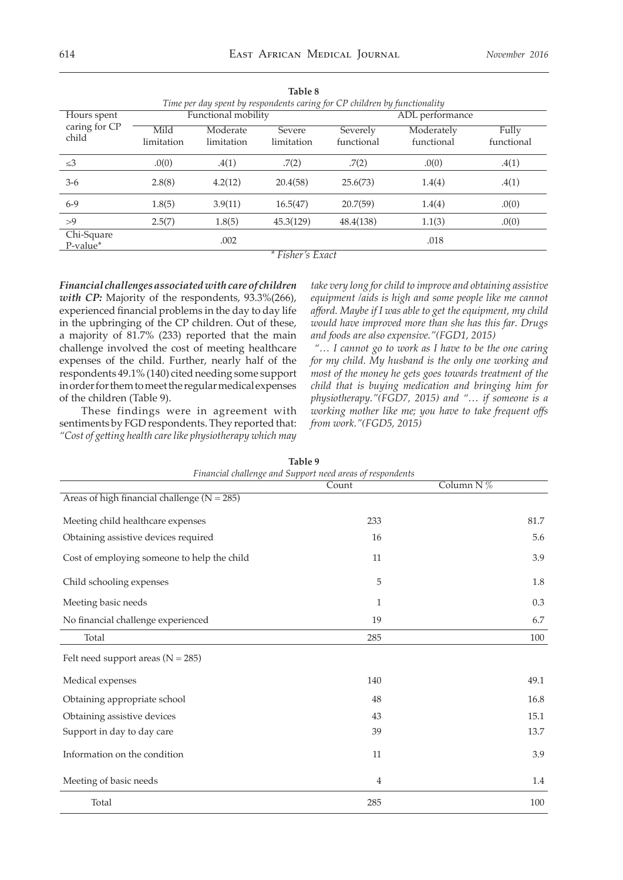**Table 8**
*Time per day spent by respondents caring for CP children by functionality*

| Hours spent caring for CP child | Functional mobility | | | ADL performance | | |
|---|---|---|---|---|---|---|
| | Mild limitation | Moderate limitation | Severe limitation | Severely functional | Moderately functional | Fully functional |
| ≤3 | .0(0) | .4(1) | .7(2) | .7(2) | .0(0) | .4(1) |
| 3-6 | 2.8(8) | 4.2(12) | 20.4(58) | 25.6(73) | 1.4(4) | .4(1) |
| 6-9 | 1.8(5) | 3.9(11) | 16.5(47) | 20.7(59) | 1.4(4) | .0(0) |
| >9 | 2.5(7) | 1.8(5) | 45.3(129) | 48.4(138) | 1.1(3) | .0(0) |
| Chi-Square P-value* | | .002 | | | .018 | |

*\* Fisher's Exact*

***Financial challenges associated with care of children with CP:*** Majority of the respondents, 93.3%(266), experienced financial problems in the day to day life in the upbringing of the CP children. Out of these, a majority of 81.7% (233) reported that the main challenge involved the cost of meeting healthcare expenses of the child. Further, nearly half of the respondents 49.1% (140) cited needing some support in order for them to meet the regular medical expenses of the children (Table 9).

These findings were in agreement with sentiments by FGD respondents. They reported that: *"Cost of getting health care like physiotherapy which may take very long for child to improve and obtaining assistive equipment /aids is high and some people like me cannot afford. Maybe if I was able to get the equipment, my child would have improved more than she has this far. Drugs and foods are also expensive."(FGD1, 2015)*

*"… I cannot go to work as I have to be the one caring for my child. My husband is the only one working and most of the money he gets goes towards treatment of the child that is buying medication and bringing him for physiotherapy."(FGD7, 2015) and "… if someone is a working mother like me; you have to take frequent offs from work."(FGD5, 2015)*

**Table 9**
*Financial challenge and Support need areas of respondents*

| | Count | Column N % |
|---|---|---|
| Areas of high financial challenge (N = 285) | | |
| Meeting child healthcare expenses | 233 | 81.7 |
| Obtaining assistive devices required | 16 | 5.6 |
| Cost of employing someone to help the child | 11 | 3.9 |
| Child schooling expenses | 5 | 1.8 |
| Meeting basic needs | 1 | 0.3 |
| No financial challenge experienced | 19 | 6.7 |
| Total | 285 | 100 |
| Felt need support areas (N = 285) | | |
| Medical expenses | 140 | 49.1 |
| Obtaining appropriate school | 48 | 16.8 |
| Obtaining assistive devices | 43 | 15.1 |
| Support in day to day care | 39 | 13.7 |
| Information on the condition | 11 | 3.9 |
| Meeting of basic needs | 4 | 1.4 |
| Total | 285 | 100 |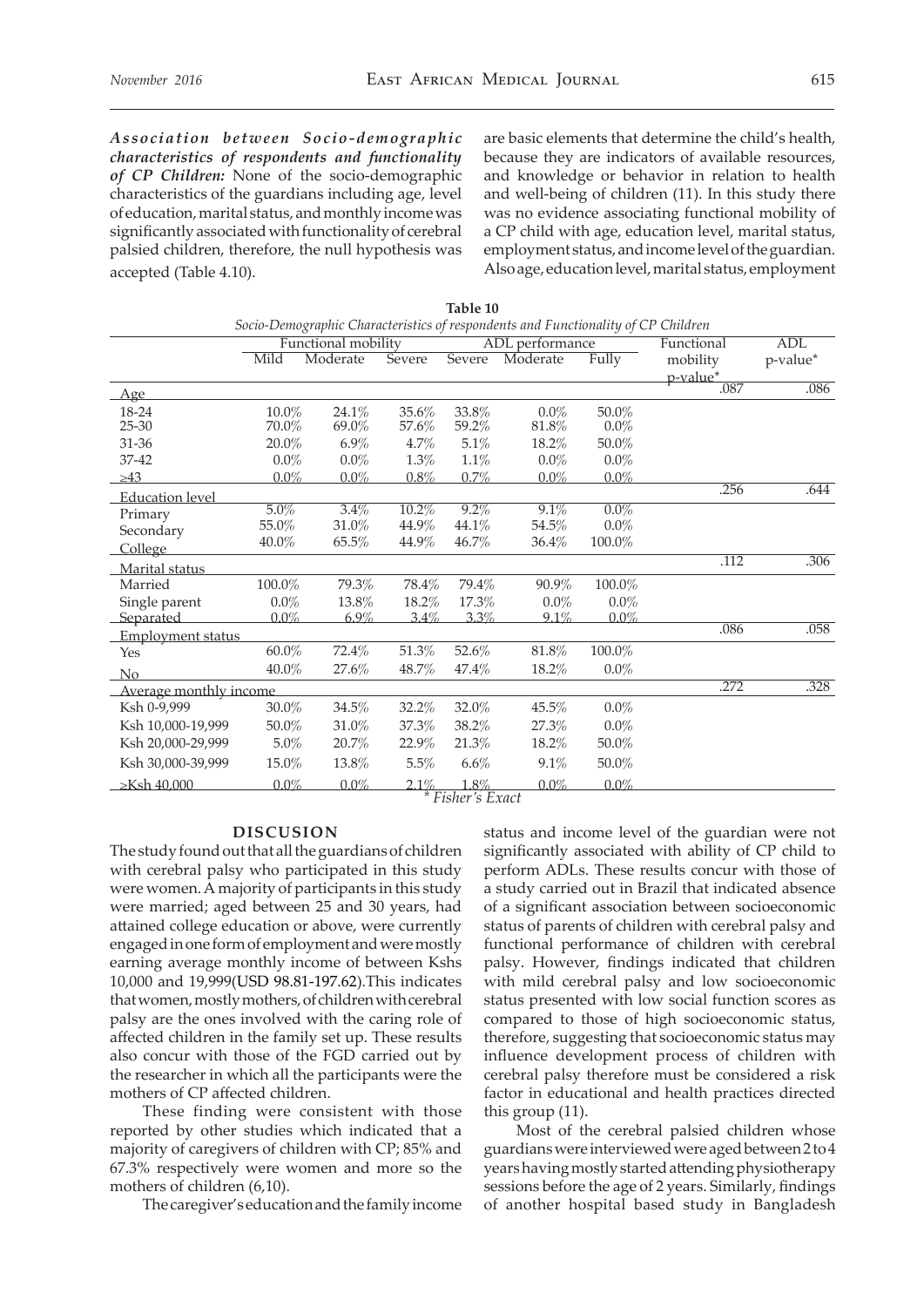***Association between Socio-demographic characteristics of respondents and functionality of CP Children:*** None of the socio-demographic characteristics of the guardians including age, level of education, marital status, and monthly income was significantly associated with functionality of cerebral palsied children, therefore, the null hypothesis was accepted (Table 4.10).

are basic elements that determine the child's health, because they are indicators of available resources, and knowledge or behavior in relation to health and well-being of children (11). In this study there was no evidence associating functional mobility of a CP child with age, education level, marital status, employment status, and income level of the guardian. Also age, education level, marital status, employment status and income level of the guardian were not significantly associated with ability of CP child to perform ADLs. These results concur with those of a study carried out in Brazil that indicated absence of a significant association between socioeconomic status of parents of children with cerebral palsy and functional performance of children with cerebral palsy. However, findings indicated that children with mild cerebral palsy and low socioeconomic status presented with low social function scores as compared to those of high socioeconomic status, therefore, suggesting that socioeconomic status may influence development process of children with cerebral palsy therefore must be considered a risk factor in educational and health practices directed this group (11).

**Table 10**

*Socio-Demographic Characteristics of respondents and Functionality of CP Children*

| | Functional mobility | | | ADL performance | | | Functional mobility p-value* | ADL p-value* |
|---|---|---|---|---|---|---|---|---|
| | Mild | Moderate | Severe | Severe | Moderate | Fully | | |
| Age | | | | | | | .087 | .086 |
| 18-24 | 10.0% | 24.1% | 35.6% | 33.8% | 0.0% | 50.0% | | |
| 25-30 | 70.0% | 69.0% | 57.6% | 59.2% | 81.8% | 0.0% | | |
| 31-36 | 20.0% | 6.9% | 4.7% | 5.1% | 18.2% | 50.0% | | |
| 37-42 | 0.0% | 0.0% | 1.3% | 1.1% | 0.0% | 0.0% | | |
| ≥43 | 0.0% | 0.0% | 0.8% | 0.7% | 0.0% | 0.0% | | |
| Education level | | | | | | | .256 | .644 |
| Primary | 5.0% | 3.4% | 10.2% | 9.2% | 9.1% | 0.0% | | |
| Secondary | 55.0% | 31.0% | 44.9% | 44.1% | 54.5% | 0.0% | | |
| College | 40.0% | 65.5% | 44.9% | 46.7% | 36.4% | 100.0% | | |
| Marital status | | | | | | | .112 | .306 |
| Married | 100.0% | 79.3% | 78.4% | 79.4% | 90.9% | 100.0% | | |
| Single parent | 0.0% | 13.8% | 18.2% | 17.3% | 0.0% | 0.0% | | |
| Separated | 0.0% | 6.9% | 3.4% | 3.3% | 9.1% | 0.0% | | |
| Employment status | | | | | | | .086 | .058 |
| Yes | 60.0% | 72.4% | 51.3% | 52.6% | 81.8% | 100.0% | | |
| No | 40.0% | 27.6% | 48.7% | 47.4% | 18.2% | 0.0% | | |
| Average monthly income | | | | | | | .272 | .328 |
| Ksh 0-9,999 | 30.0% | 34.5% | 32.2% | 32.0% | 45.5% | 0.0% | | |
| Ksh 10,000-19,999 | 50.0% | 31.0% | 37.3% | 38.2% | 27.3% | 0.0% | | |
| Ksh 20,000-29,999 | 5.0% | 20.7% | 22.9% | 21.3% | 18.2% | 50.0% | | |
| Ksh 30,000-39,999 | 15.0% | 13.8% | 5.5% | 6.6% | 9.1% | 50.0% | | |
| ≥Ksh 40,000 | 0.0% | 0.0% | 2.1% | 1.8% | 0.0% | 0.0% | | |

*\* Fisher's Exact*

## DISCUSION

The study found out that all the guardians of children with cerebral palsy who participated in this study were women. A majority of participants in this study were married; aged between 25 and 30 years, had attained college education or above, were currently engaged in one form of employment and were mostly earning average monthly income of between Kshs 10,000 and 19,999(USD 98.81-197.62).This indicates that women, mostly mothers, of children with cerebral palsy are the ones involved with the caring role of affected children in the family set up. These results also concur with those of the FGD carried out by the researcher in which all the participants were the mothers of CP affected children.

These finding were consistent with those reported by other studies which indicated that a majority of caregivers of children with CP; 85% and 67.3% respectively were women and more so the mothers of children (6,10).

The caregiver's education and the family income

Most of the cerebral palsied children whose guardians were interviewed were aged between 2 to 4 years having mostly started attending physiotherapy sessions before the age of 2 years. Similarly, findings of another hospital based study in Bangladesh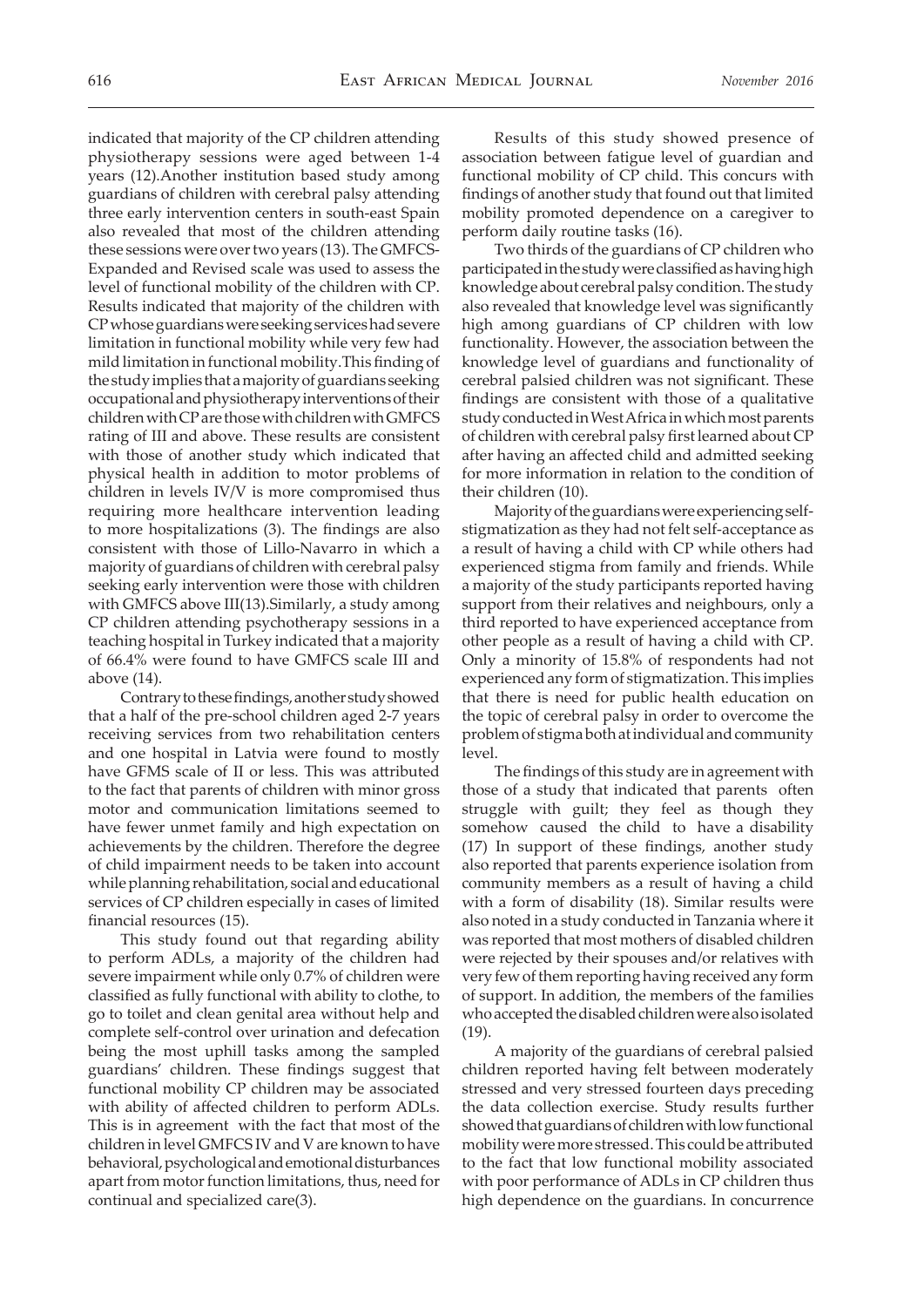indicated that majority of the CP children attending physiotherapy sessions were aged between 1-4 years (12).Another institution based study among guardians of children with cerebral palsy attending three early intervention centers in south-east Spain also revealed that most of the children attending these sessions were over two years (13). The GMFCS-Expanded and Revised scale was used to assess the level of functional mobility of the children with CP. Results indicated that majority of the children with CP whose guardians were seeking services had severe limitation in functional mobility while very few had mild limitation in functional mobility.This finding of the study implies that a majority of guardians seeking occupational and physiotherapy interventions of their children with CP are those with children with GMFCS rating of III and above. These results are consistent with those of another study which indicated that physical health in addition to motor problems of children in levels IV/V is more compromised thus requiring more healthcare intervention leading to more hospitalizations (3). The findings are also consistent with those of Lillo-Navarro in which a majority of guardians of children with cerebral palsy seeking early intervention were those with children with GMFCS above III(13).Similarly, a study among CP children attending psychotherapy sessions in a teaching hospital in Turkey indicated that a majority of 66.4% were found to have GMFCS scale III and above (14).

Contrary to these findings, another study showed that a half of the pre-school children aged 2-7 years receiving services from two rehabilitation centers and one hospital in Latvia were found to mostly have GFMS scale of II or less. This was attributed to the fact that parents of children with minor gross motor and communication limitations seemed to have fewer unmet family and high expectation on achievements by the children. Therefore the degree of child impairment needs to be taken into account while planning rehabilitation, social and educational services of CP children especially in cases of limited financial resources (15).

This study found out that regarding ability to perform ADLs, a majority of the children had severe impairment while only 0.7% of children were classified as fully functional with ability to clothe, to go to toilet and clean genital area without help and complete self-control over urination and defecation being the most uphill tasks among the sampled guardians' children. These findings suggest that functional mobility CP children may be associated with ability of affected children to perform ADLs. This is in agreement with the fact that most of the children in level GMFCS IV and V are known to have behavioral, psychological and emotional disturbances apart from motor function limitations, thus, need for continual and specialized care(3).

Results of this study showed presence of association between fatigue level of guardian and functional mobility of CP child. This concurs with findings of another study that found out that limited mobility promoted dependence on a caregiver to perform daily routine tasks (16).

Two thirds of the guardians of CP children who participated in the study were classified as having high knowledge about cerebral palsy condition. The study also revealed that knowledge level was significantly high among guardians of CP children with low functionality. However, the association between the knowledge level of guardians and functionality of cerebral palsied children was not significant. These findings are consistent with those of a qualitative study conducted in West Africa in which most parents of children with cerebral palsy first learned about CP after having an affected child and admitted seeking for more information in relation to the condition of their children (10).

Majority of the guardians were experiencing self-stigmatization as they had not felt self-acceptance as a result of having a child with CP while others had experienced stigma from family and friends. While a majority of the study participants reported having support from their relatives and neighbours, only a third reported to have experienced acceptance from other people as a result of having a child with CP. Only a minority of 15.8% of respondents had not experienced any form of stigmatization. This implies that there is need for public health education on the topic of cerebral palsy in order to overcome the problem of stigma both at individual and community level.

The findings of this study are in agreement with those of a study that indicated that parents often struggle with guilt; they feel as though they somehow caused the child to have a disability (17) In support of these findings, another study also reported that parents experience isolation from community members as a result of having a child with a form of disability (18). Similar results were also noted in a study conducted in Tanzania where it was reported that most mothers of disabled children were rejected by their spouses and/or relatives with very few of them reporting having received any form of support. In addition, the members of the families who accepted the disabled children were also isolated (19).

A majority of the guardians of cerebral palsied children reported having felt between moderately stressed and very stressed fourteen days preceding the data collection exercise. Study results further showed that guardians of children with low functional mobility were more stressed. This could be attributed to the fact that low functional mobility associated with poor performance of ADLs in CP children thus high dependence on the guardians. In concurrence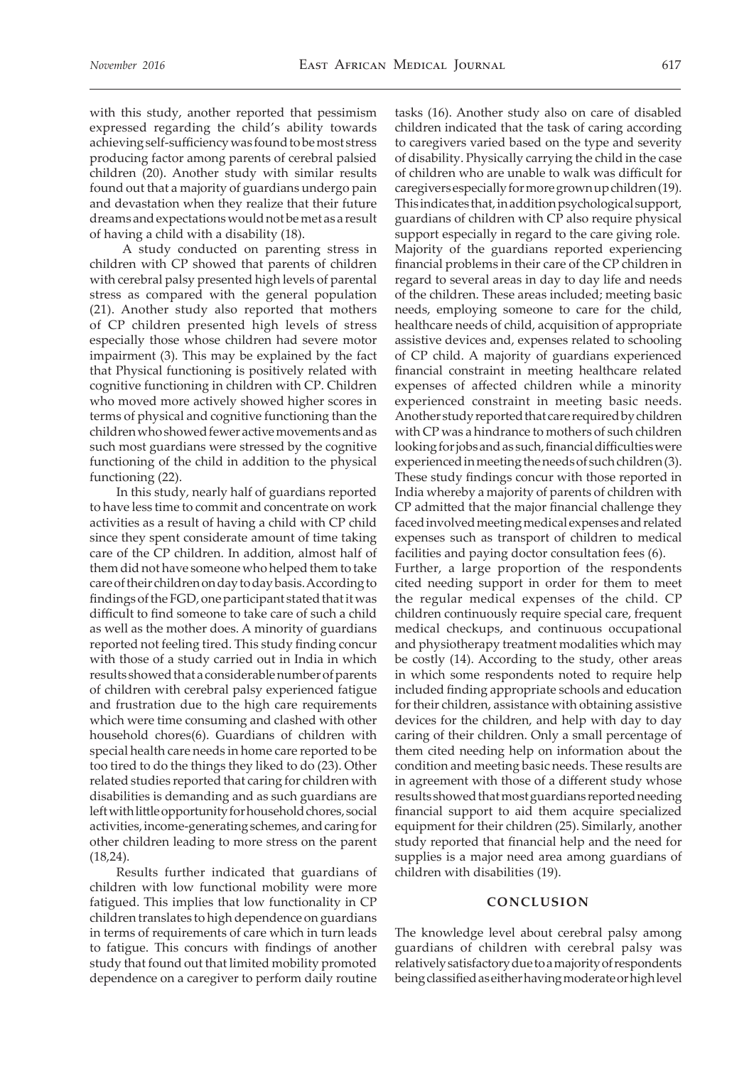with this study, another reported that pessimism expressed regarding the child's ability towards achieving self-sufficiency was found to be most stress producing factor among parents of cerebral palsied children (20). Another study with similar results found out that a majority of guardians undergo pain and devastation when they realize that their future dreams and expectations would not be met as a result of having a child with a disability (18).

A study conducted on parenting stress in children with CP showed that parents of children with cerebral palsy presented high levels of parental stress as compared with the general population (21). Another study also reported that mothers of CP children presented high levels of stress especially those whose children had severe motor impairment (3). This may be explained by the fact that Physical functioning is positively related with cognitive functioning in children with CP. Children who moved more actively showed higher scores in terms of physical and cognitive functioning than the children who showed fewer active movements and as such most guardians were stressed by the cognitive functioning of the child in addition to the physical functioning (22).

In this study, nearly half of guardians reported to have less time to commit and concentrate on work activities as a result of having a child with CP child since they spent considerate amount of time taking care of the CP children. In addition, almost half of them did not have someone who helped them to take care of their children on day to day basis. According to findings of the FGD, one participant stated that it was difficult to find someone to take care of such a child as well as the mother does. A minority of guardians reported not feeling tired. This study finding concur with those of a study carried out in India in which results showed that a considerable number of parents of children with cerebral palsy experienced fatigue and frustration due to the high care requirements which were time consuming and clashed with other household chores(6). Guardians of children with special health care needs in home care reported to be too tired to do the things they liked to do (23). Other related studies reported that caring for children with disabilities is demanding and as such guardians are left with little opportunity for household chores, social activities, income-generating schemes, and caring for other children leading to more stress on the parent (18,24).

Results further indicated that guardians of children with low functional mobility were more fatigued. This implies that low functionality in CP children translates to high dependence on guardians in terms of requirements of care which in turn leads to fatigue. This concurs with findings of another study that found out that limited mobility promoted dependence on a caregiver to perform daily routine tasks (16). Another study also on care of disabled children indicated that the task of caring according to caregivers varied based on the type and severity of disability. Physically carrying the child in the case of children who are unable to walk was difficult for caregivers especially for more grown up children (19). This indicates that, in addition psychological support, guardians of children with CP also require physical support especially in regard to the care giving role.

Majority of the guardians reported experiencing financial problems in their care of the CP children in regard to several areas in day to day life and needs of the children. These areas included; meeting basic needs, employing someone to care for the child, healthcare needs of child, acquisition of appropriate assistive devices and, expenses related to schooling of CP child. A majority of guardians experienced financial constraint in meeting healthcare related expenses of affected children while a minority experienced constraint in meeting basic needs. Another study reported that care required by children with CP was a hindrance to mothers of such children looking for jobs and as such, financial difficulties were experienced in meeting the needs of such children (3). These study findings concur with those reported in India whereby a majority of parents of children with CP admitted that the major financial challenge they faced involved meeting medical expenses and related expenses such as transport of children to medical facilities and paying doctor consultation fees (6).

Further, a large proportion of the respondents cited needing support in order for them to meet the regular medical expenses of the child. CP children continuously require special care, frequent medical checkups, and continuous occupational and physiotherapy treatment modalities which may be costly (14). According to the study, other areas in which some respondents noted to require help included finding appropriate schools and education for their children, assistance with obtaining assistive devices for the children, and help with day to day caring of their children. Only a small percentage of them cited needing help on information about the condition and meeting basic needs. These results are in agreement with those of a different study whose results showed that most guardians reported needing financial support to aid them acquire specialized equipment for their children (25). Similarly, another study reported that financial help and the need for supplies is a major need area among guardians of children with disabilities (19).

## CONCLUSION

The knowledge level about cerebral palsy among guardians of children with cerebral palsy was relatively satisfactory due to a majority of respondents being classified as either having moderate or high level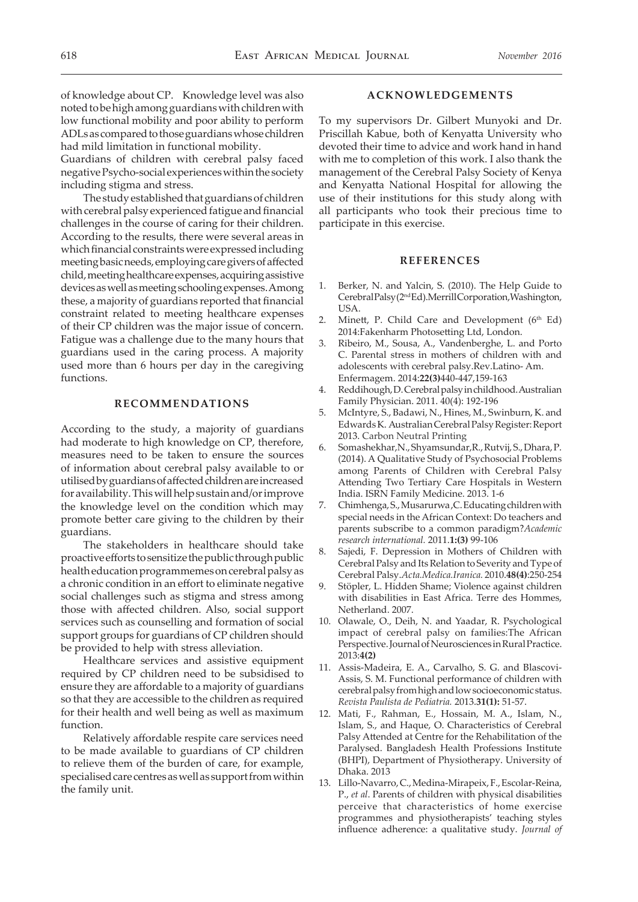of knowledge about CP. Knowledge level was also noted to be high among guardians with children with low functional mobility and poor ability to perform ADLs as compared to those guardians whose children had mild limitation in functional mobility.

Guardians of children with cerebral palsy faced negative Psycho-social experiences within the society including stigma and stress.

The study established that guardians of children with cerebral palsy experienced fatigue and financial challenges in the course of caring for their children. According to the results, there were several areas in which financial constraints were expressed including meeting basic needs, employing care givers of affected child, meeting healthcare expenses, acquiring assistive devices as well as meeting schooling expenses. Among these, a majority of guardians reported that financial constraint related to meeting healthcare expenses of their CP children was the major issue of concern. Fatigue was a challenge due to the many hours that guardians used in the caring process. A majority used more than 6 hours per day in the caregiving functions.

## RECOMMENDATIONS

According to the study, a majority of guardians had moderate to high knowledge on CP, therefore, measures need to be taken to ensure the sources of information about cerebral palsy available to or utilised by guardians of affected children are increased for availability. This will help sustain and/or improve the knowledge level on the condition which may promote better care giving to the children by their guardians.

The stakeholders in healthcare should take proactive efforts to sensitize the public through public health education programmemes on cerebral palsy as a chronic condition in an effort to eliminate negative social challenges such as stigma and stress among those with affected children. Also, social support services such as counselling and formation of social support groups for guardians of CP children should be provided to help with stress alleviation.

Healthcare services and assistive equipment required by CP children need to be subsidised to ensure they are affordable to a majority of guardians so that they are accessible to the children as required for their health and well being as well as maximum function.

Relatively affordable respite care services need to be made available to guardians of CP children to relieve them of the burden of care, for example, specialised care centres as well as support from within the family unit.

## ACKNOWLEDGEMENTS

To my supervisors Dr. Gilbert Munyoki and Dr. Priscillah Kabue, both of Kenyatta University who devoted their time to advice and work hand in hand with me to completion of this work. I also thank the management of the Cerebral Palsy Society of Kenya and Kenyatta National Hospital for allowing the use of their institutions for this study along with all participants who took their precious time to participate in this exercise.

## REFERENCES

1. Berker, N. and Yalcin, S. (2010). The Help Guide to Cerebral Palsy (2nd Ed). Merrill Corporation, Washington, USA.
2. Minett, P. Child Care and Development (6th Ed) 2014: Fakenharm Photosetting Ltd, London.
3. Ribeiro, M., Sousa, A., Vandenberghe, L. and Porto C. Parental stress in mothers of children with and adolescents with cerebral palsy. Rev. Latino- Am. Enfermagem. 2014:**22(3)**440-447,159-163
4. Reddihough, D. Cerebral palsy in childhood. Australian Family Physician. 2011. 40(4): 192-196
5. McIntyre, S., Badawi, N., Hines, M., Swinburn, K. and Edwards K. Australian Cerebral Palsy Register: Report 2013. Carbon Neutral Printing
6. Somashekhar, N., Shyamsundar, R., Rutvij, S., Dhara, P. (2014). A Qualitative Study of Psychosocial Problems among Parents of Children with Cerebral Palsy Attending Two Tertiary Care Hospitals in Western India. ISRN Family Medicine. 2013. 1-6
7. Chimhenga, S., Musarurwa, C. Educating children with special needs in the African Context: Do teachers and parents subscribe to a common paradigm? *Academic research international.* 2011.**1:(3)** 99-106
8. Sajedi, F. Depression in Mothers of Children with Cerebral Palsy and Its Relation to Severity and Type of Cerebral Palsy. *Acta.Medica.Iranica.* 2010.**48(4)**:250-254
9. Stöpler, L. Hidden Shame; Violence against children with disabilities in East Africa. Terre des Hommes, Netherland. 2007.
10. Olawale, O., Deih, N. and Yaadar, R. Psychological impact of cerebral palsy on families: The African Perspective. Journal of Neurosciences in Rural Practice. 2013:**4(2)**
11. Assis-Madeira, E. A., Carvalho, S. G. and Blascovi-Assis, S. M. Functional performance of children with cerebral palsy from high and low socioeconomic status. *Revista Paulista de Pediatria.* 2013.**31(1):** 51-57.
12. Mati, F., Rahman, E., Hossain, M. A., Islam, N., Islam, S., and Haque, O. Characteristics of Cerebral Palsy Attended at Centre for the Rehabilitation of the Paralysed. Bangladesh Health Professions Institute (BHPI), Department of Physiotherapy. University of Dhaka. 2013
13. Lillo-Navarro, C., Medina-Mirapeix, F., Escolar-Reina, P., *et al*. Parents of children with physical disabilities perceive that characteristics of home exercise programmes and physiotherapists' teaching styles influence adherence: a qualitative study. *Journal of*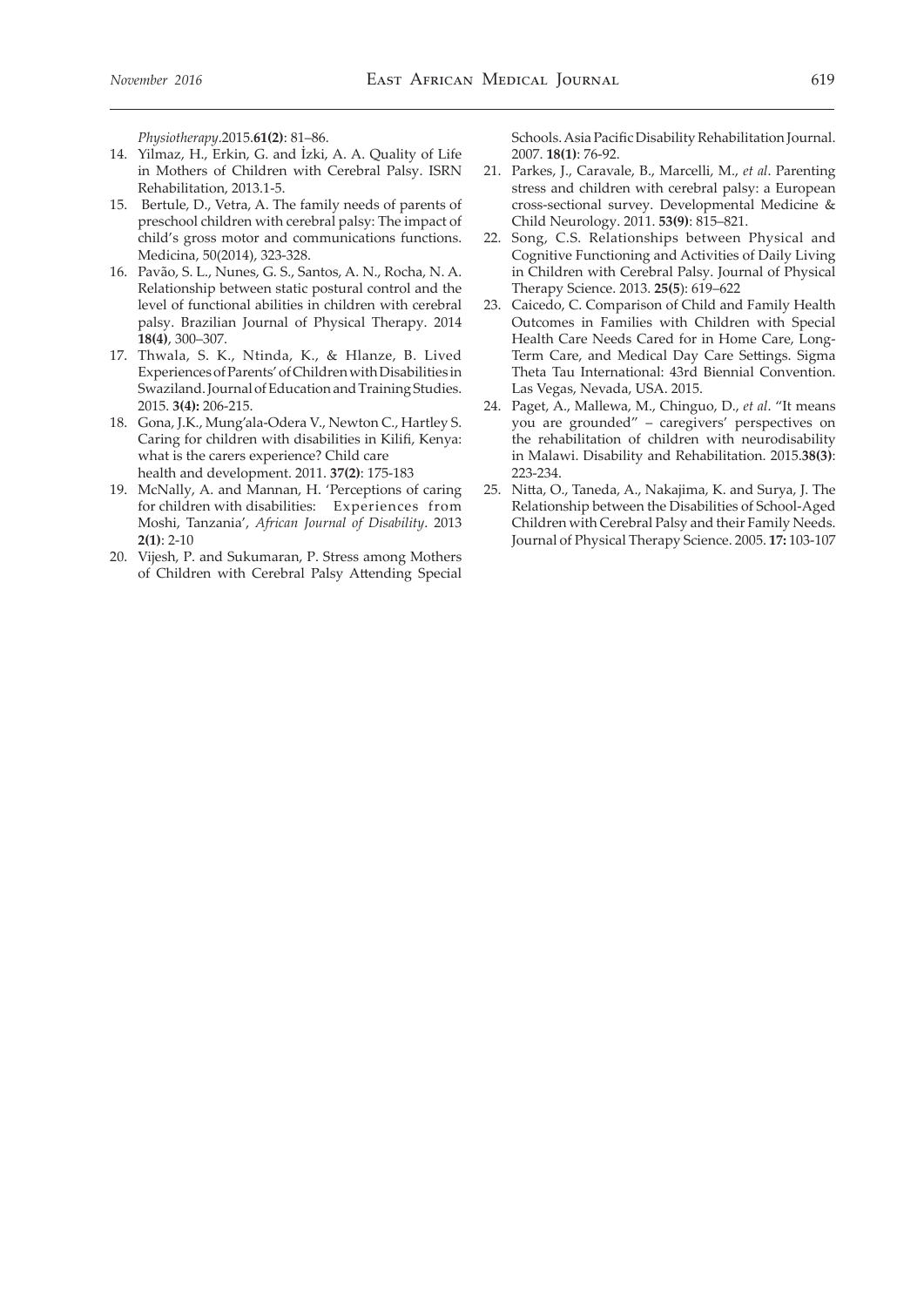*Physiotherapy*.2015.**61(2)**: 81–86.

14. Yilmaz, H., Erkin, G. and İzki, A. A. Quality of Life in Mothers of Children with Cerebral Palsy. ISRN Rehabilitation, 2013.1-5.
15. Bertule, D., Vetra, A. The family needs of parents of preschool children with cerebral palsy: The impact of child's gross motor and communications functions. Medicina, 50(2014), 323-328.
16. Pavão, S. L., Nunes, G. S., Santos, A. N., Rocha, N. A. Relationship between static postural control and the level of functional abilities in children with cerebral palsy. Brazilian Journal of Physical Therapy. 2014 **18(4)**, 300–307.
17. Thwala, S. K., Ntinda, K., & Hlanze, B. Lived Experiences of Parents' of Children with Disabilities in Swaziland. Journal of Education and Training Studies. 2015. **3(4):** 206-215.
18. Gona, J.K., Mung'ala-Odera V., Newton C., Hartley S. Caring for children with disabilities in Kilifi, Kenya: what is the carers experience? Child care health and development. 2011. **37(2)**: 175-183
19. McNally, A. and Mannan, H. 'Perceptions of caring for children with disabilities: Experiences from Moshi, Tanzania', *African Journal of Disability*. 2013 **2(1)**: 2-10
20. Vijesh, P. and Sukumaran, P. Stress among Mothers of Children with Cerebral Palsy Attending Special Schools. Asia Pacific Disability Rehabilitation Journal. 2007. **18(1)**: 76-92.
21. Parkes, J., Caravale, B., Marcelli, M., *et al*. Parenting stress and children with cerebral palsy: a European cross-sectional survey. Developmental Medicine & Child Neurology. 2011. **53(9)**: 815–821.
22. Song, C.S. Relationships between Physical and Cognitive Functioning and Activities of Daily Living in Children with Cerebral Palsy. Journal of Physical Therapy Science. 2013. **25(5**): 619–622
23. Caicedo, C. Comparison of Child and Family Health Outcomes in Families with Children with Special Health Care Needs Cared for in Home Care, Long-Term Care, and Medical Day Care Settings. Sigma Theta Tau International: 43rd Biennial Convention. Las Vegas, Nevada, USA. 2015.
24. Paget, A., Mallewa, M., Chinguo, D., *et al*. "It means you are grounded" – caregivers' perspectives on the rehabilitation of children with neurodisability in Malawi. Disability and Rehabilitation. 2015.**38(3)**: 223-234.
25. Nitta, O., Taneda, A., Nakajima, K. and Surya, J. The Relationship between the Disabilities of School-Aged Children with Cerebral Palsy and their Family Needs. Journal of Physical Therapy Science. 2005. **17:** 103-107